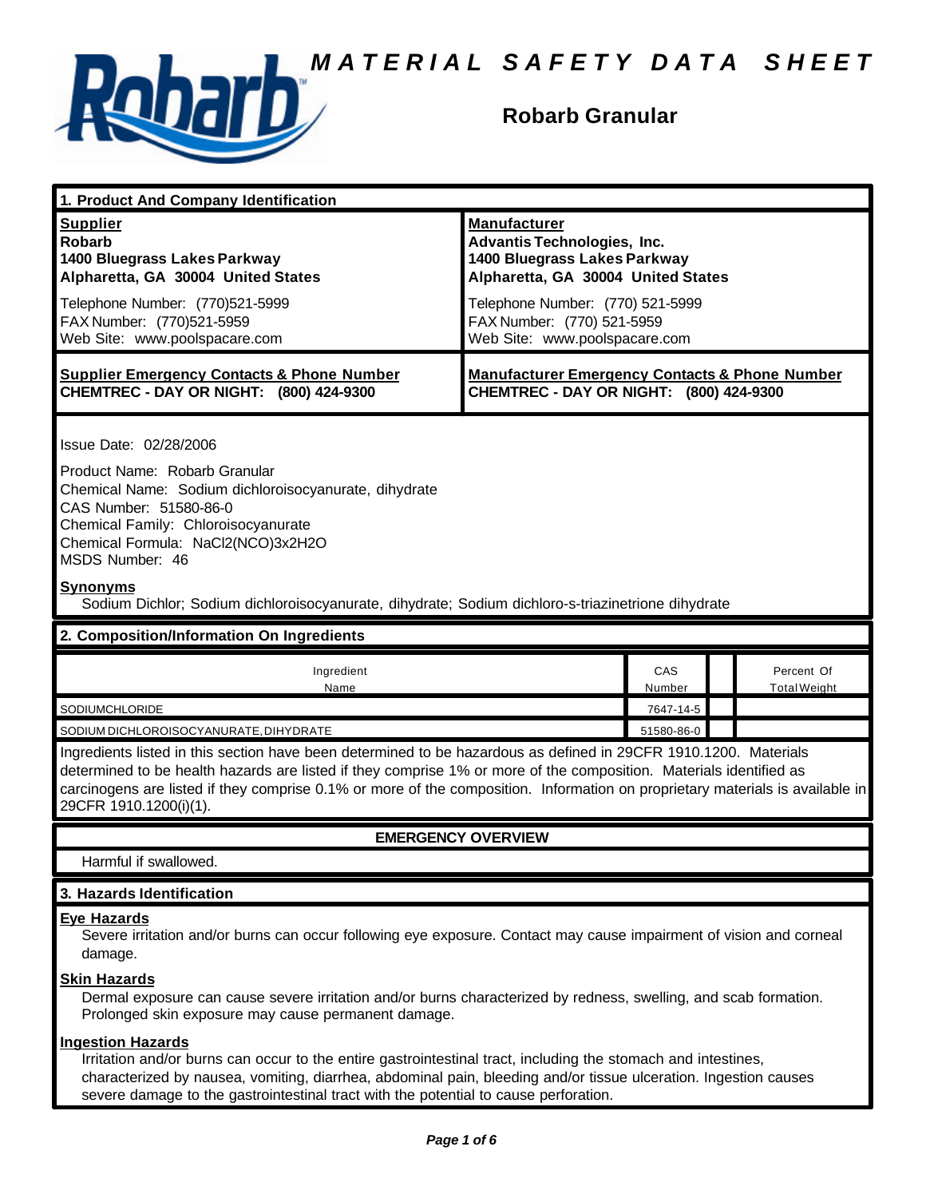# MATERIAL SAFETY DATA SHEET

## Robarb Granular

## 1. Product And Company Identification

| **Supplier** | **Manufacturer** |
|---|---|
| **Robarb**<br>**1400 Bluegrass Lakes Parkway**<br>**Alpharetta, GA 30004 United States** | **Advantis Technologies, Inc.**<br>**1400 Bluegrass Lakes Parkway**<br>**Alpharetta, GA 30004 United States** |
| Telephone Number: (770)521-5999<br>FAX Number: (770)521-5959<br>Web Site: www.poolspacare.com | Telephone Number: (770) 521-5999<br>FAX Number: (770) 521-5959<br>Web Site: www.poolspacare.com |

| **Supplier Emergency Contacts & Phone Number** | **Manufacturer Emergency Contacts & Phone Number** |
|---|---|
| **CHEMTREC - DAY OR NIGHT: (800) 424-9300** | **CHEMTREC - DAY OR NIGHT: (800) 424-9300** |

Issue Date: 02/28/2006

Product Name: Robarb Granular
Chemical Name: Sodium dichloroisocyanurate, dihydrate
CAS Number: 51580-86-0
Chemical Family: Chloroisocyanurate
Chemical Formula: NaCl2(NCO)3x2H2O
MSDS Number: 46

**Synonyms**

Sodium Dichlor; Sodium dichloroisocyanurate, dihydrate; Sodium dichloro-s-triazinetrione dihydrate

## 2. Composition/Information On Ingredients

| Ingredient Name | CAS Number | | Percent Of Total Weight |
|---|---|---|---|
| SODIUMCHLORIDE | 7647-14-5 | | |
| SODIUM DICHLOROISOCYANURATE, DIHYDRATE | 51580-86-0 | | |

Ingredients listed in this section have been determined to be hazardous as defined in 29CFR 1910.1200. Materials determined to be health hazards are listed if they comprise 1% or more of the composition. Materials identified as carcinogens are listed if they comprise 0.1% or more of the composition. Information on proprietary materials is available in 29CFR 1910.1200(i)(1).

### EMERGENCY OVERVIEW

Harmful if swallowed.

## 3. Hazards Identification

**Eye Hazards**

Severe irritation and/or burns can occur following eye exposure. Contact may cause impairment of vision and corneal damage.

**Skin Hazards**

Dermal exposure can cause severe irritation and/or burns characterized by redness, swelling, and scab formation. Prolonged skin exposure may cause permanent damage.

**Ingestion Hazards**

Irritation and/or burns can occur to the entire gastrointestinal tract, including the stomach and intestines, characterized by nausea, vomiting, diarrhea, abdominal pain, bleeding and/or tissue ulceration. Ingestion causes severe damage to the gastrointestinal tract with the potential to cause perforation.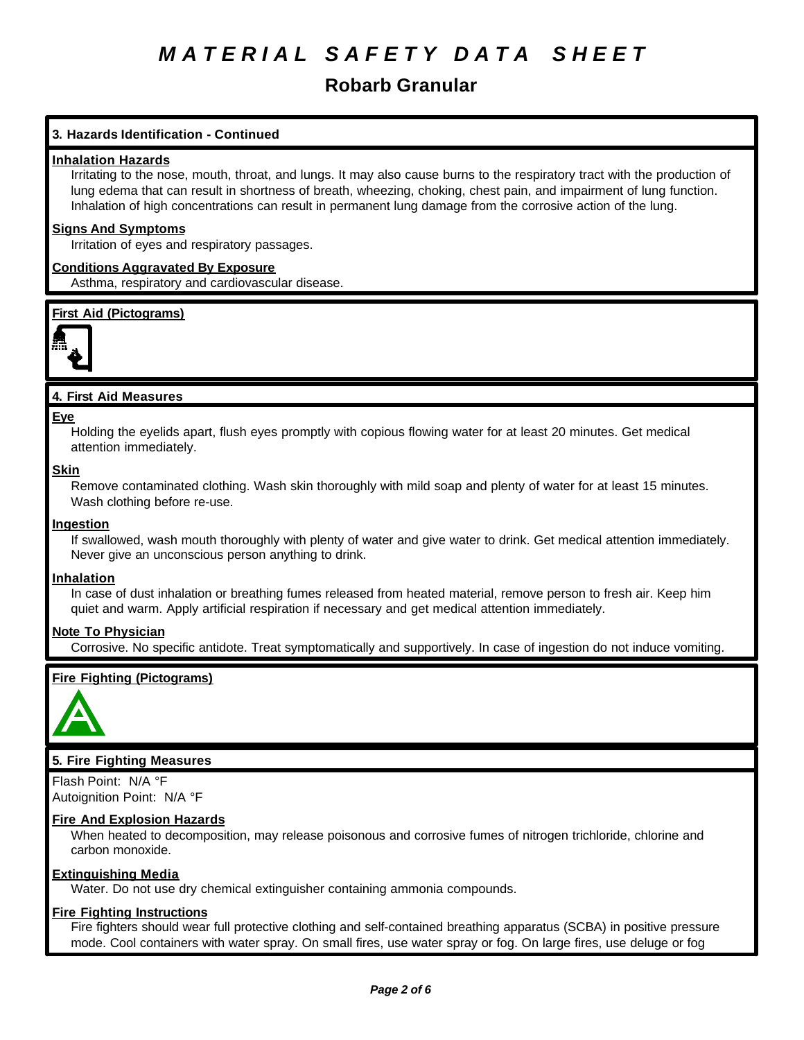# MATERIAL SAFETY DATA SHEET

## Robarb Granular

### 3. Hazards Identification - Continued

**Inhalation Hazards**

Irritating to the nose, mouth, throat, and lungs. It may also cause burns to the respiratory tract with the production of lung edema that can result in shortness of breath, wheezing, choking, chest pain, and impairment of lung function. Inhalation of high concentrations can result in permanent lung damage from the corrosive action of the lung.

**Signs And Symptoms**

Irritation of eyes and respiratory passages.

**Conditions Aggravated By Exposure**

Asthma, respiratory and cardiovascular disease.

**First Aid (Pictograms)**

### 4. First Aid Measures

**Eye**

Holding the eyelids apart, flush eyes promptly with copious flowing water for at least 20 minutes. Get medical attention immediately.

**Skin**

Remove contaminated clothing. Wash skin thoroughly with mild soap and plenty of water for at least 15 minutes. Wash clothing before re-use.

**Ingestion**

If swallowed, wash mouth thoroughly with plenty of water and give water to drink. Get medical attention immediately. Never give an unconscious person anything to drink.

**Inhalation**

In case of dust inhalation or breathing fumes released from heated material, remove person to fresh air. Keep him quiet and warm. Apply artificial respiration if necessary and get medical attention immediately.

**Note To Physician**

Corrosive. No specific antidote. Treat symptomatically and supportively. In case of ingestion do not induce vomiting.

**Fire Fighting (Pictograms)**

### 5. Fire Fighting Measures

Flash Point: N/A °F
Autoignition Point: N/A °F

**Fire And Explosion Hazards**

When heated to decomposition, may release poisonous and corrosive fumes of nitrogen trichloride, chlorine and carbon monoxide.

**Extinguishing Media**

Water. Do not use dry chemical extinguisher containing ammonia compounds.

**Fire Fighting Instructions**

Fire fighters should wear full protective clothing and self-contained breathing apparatus (SCBA) in positive pressure mode. Cool containers with water spray. On small fires, use water spray or fog. On large fires, use deluge or fog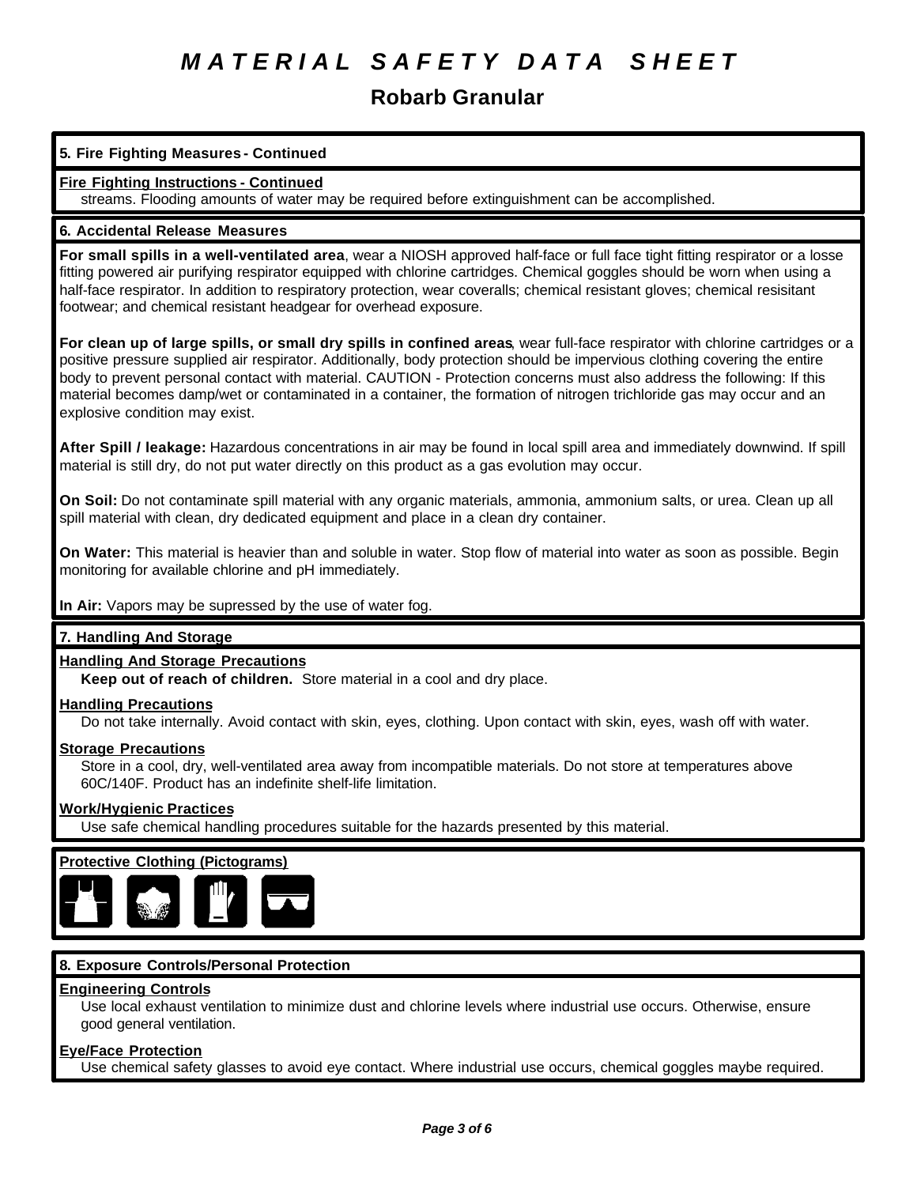# MATERIAL SAFETY DATA SHEET

## Robarb Granular

### 5. Fire Fighting Measures - Continued

**Fire Fighting Instructions - Continued**

streams. Flooding amounts of water may be required before extinguishment can be accomplished.

### 6. Accidental Release Measures

**For small spills in a well-ventilated area**, wear a NIOSH approved half-face or full face tight fitting respirator or a losse fitting powered air purifying respirator equipped with chlorine cartridges. Chemical goggles should be worn when using a half-face respirator. In addition to respiratory protection, wear coveralls; chemical resistant gloves; chemical resisitant footwear; and chemical resistant headgear for overhead exposure.

**For clean up of large spills, or small dry spills in confined areas**, wear full-face respirator with chlorine cartridges or a positive pressure supplied air respirator. Additionally, body protection should be impervious clothing covering the entire body to prevent personal contact with material. CAUTION - Protection concerns must also address the following: If this material becomes damp/wet or contaminated in a container, the formation of nitrogen trichloride gas may occur and an explosive condition may exist.

**After Spill / leakage:** Hazardous concentrations in air may be found in local spill area and immediately downwind. If spill material is still dry, do not put water directly on this product as a gas evolution may occur.

**On Soil:** Do not contaminate spill material with any organic materials, ammonia, ammonium salts, or urea. Clean up all spill material with clean, dry dedicated equipment and place in a clean dry container.

**On Water:** This material is heavier than and soluble in water. Stop flow of material into water as soon as possible. Begin monitoring for available chlorine and pH immediately.

**In Air:** Vapors may be supressed by the use of water fog.

### 7. Handling And Storage

**Handling And Storage Precautions**

**Keep out of reach of children.** Store material in a cool and dry place.

**Handling Precautions**

Do not take internally. Avoid contact with skin, eyes, clothing. Upon contact with skin, eyes, wash off with water.

**Storage Precautions**

Store in a cool, dry, well-ventilated area away from incompatible materials. Do not store at temperatures above 60C/140F. Product has an indefinite shelf-life limitation.

**Work/Hygienic Practices**

Use safe chemical handling procedures suitable for the hazards presented by this material.

**Protective Clothing (Pictograms)**

### 8. Exposure Controls/Personal Protection

**Engineering Controls**

Use local exhaust ventilation to minimize dust and chlorine levels where industrial use occurs. Otherwise, ensure good general ventilation.

**Eye/Face Protection**

Use chemical safety glasses to avoid eye contact. Where industrial use occurs, chemical goggles maybe required.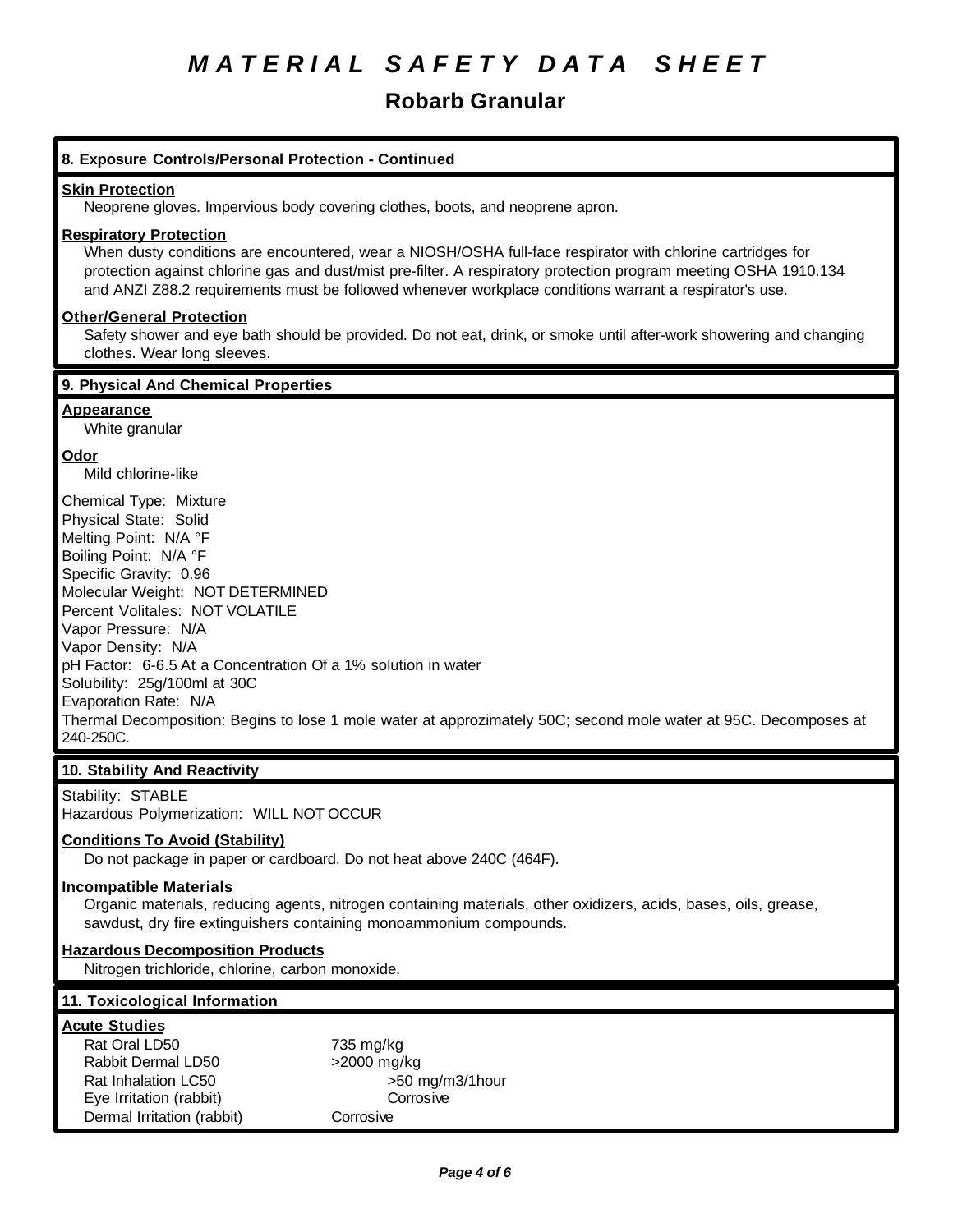# MATERIAL SAFETY DATA SHEET

## Robarb Granular

### 8. Exposure Controls/Personal Protection - Continued

**Skin Protection**

Neoprene gloves. Impervious body covering clothes, boots, and neoprene apron.

**Respiratory Protection**

When dusty conditions are encountered, wear a NIOSH/OSHA full-face respirator with chlorine cartridges for protection against chlorine gas and dust/mist pre-filter. A respiratory protection program meeting OSHA 1910.134 and ANZI Z88.2 requirements must be followed whenever workplace conditions warrant a respirator's use.

**Other/General Protection**

Safety shower and eye bath should be provided. Do not eat, drink, or smoke until after-work showering and changing clothes. Wear long sleeves.

### 9. Physical And Chemical Properties

**Appearance**

White granular

**Odor**

Mild chlorine-like

Chemical Type: Mixture
Physical State: Solid
Melting Point: N/A °F
Boiling Point: N/A °F
Specific Gravity: 0.96
Molecular Weight: NOT DETERMINED
Percent Volitales: NOT VOLATILE
Vapor Pressure: N/A
Vapor Density: N/A
pH Factor: 6-6.5 At a Concentration Of a 1% solution in water
Solubility: 25g/100ml at 30C
Evaporation Rate: N/A
Thermal Decomposition: Begins to lose 1 mole water at approzimately 50C; second mole water at 95C. Decomposes at 240-250C.

### 10. Stability And Reactivity

Stability: STABLE
Hazardous Polymerization: WILL NOT OCCUR

**Conditions To Avoid (Stability)**

Do not package in paper or cardboard. Do not heat above 240C (464F).

**Incompatible Materials**

Organic materials, reducing agents, nitrogen containing materials, other oxidizers, acids, bases, oils, grease, sawdust, dry fire extinguishers containing monoammonium compounds.

**Hazardous Decomposition Products**

Nitrogen trichloride, chlorine, carbon monoxide.

### 11. Toxicological Information

**Acute Studies**

| | |
|---|---|
| Rat Oral LD50 | 735 mg/kg |
| Rabbit Dermal LD50 | >2000 mg/kg |
| Rat Inhalation LC50 | >50 mg/m3/1hour |
| Eye Irritation (rabbit) | Corrosive |
| Dermal Irritation (rabbit) | Corrosive |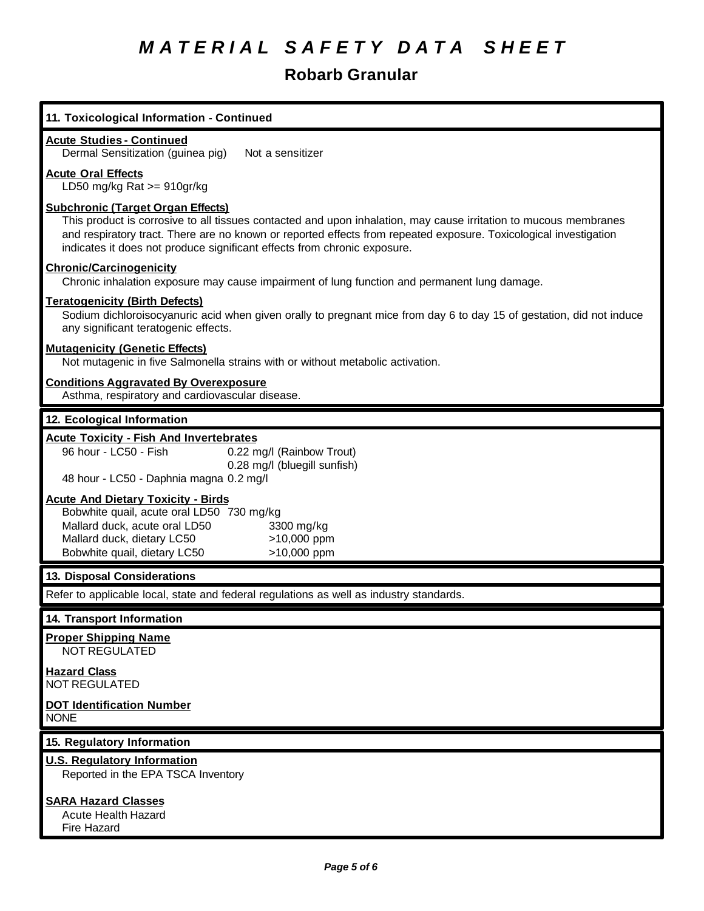# MATERIAL SAFETY DATA SHEET

## Robarb Granular

### 11. Toxicological Information - Continued

**Acute Studies - Continued**

Dermal Sensitization (guinea pig) Not a sensitizer

**Acute Oral Effects**

LD50 mg/kg Rat >= 910gr/kg

**Subchronic (Target Organ Effects)**

This product is corrosive to all tissues contacted and upon inhalation, may cause irritation to mucous membranes and respiratory tract. There are no known or reported effects from repeated exposure. Toxicological investigation indicates it does not produce significant effects from chronic exposure.

**Chronic/Carcinogenicity**

Chronic inhalation exposure may cause impairment of lung function and permanent lung damage.

**Teratogenicity (Birth Defects)**

Sodium dichloroisocyanuric acid when given orally to pregnant mice from day 6 to day 15 of gestation, did not induce any significant teratogenic effects.

**Mutagenicity (Genetic Effects)**

Not mutagenic in five Salmonella strains with or without metabolic activation.

**Conditions Aggravated By Overexposure**

Asthma, respiratory and cardiovascular disease.

### 12. Ecological Information

**Acute Toxicity - Fish And Invertebrates**

| | |
|---|---|
| 96 hour - LC50 - Fish | 0.22 mg/l (Rainbow Trout) |
| | 0.28 mg/l (bluegill sunfish) |
| 48 hour - LC50 - Daphnia magna | 0.2 mg/l |

**Acute And Dietary Toxicity - Birds**

| | |
|---|---|
| Bobwhite quail, acute oral LD50 | 730 mg/kg |
| Mallard duck, acute oral LD50 | 3300 mg/kg |
| Mallard duck, dietary LC50 | >10,000 ppm |
| Bobwhite quail, dietary LC50 | >10,000 ppm |

### 13. Disposal Considerations

Refer to applicable local, state and federal regulations as well as industry standards.

### 14. Transport Information

**Proper Shipping Name**

NOT REGULATED

**Hazard Class**

NOT REGULATED

**DOT Identification Number**

NONE

### 15. Regulatory Information

**U.S. Regulatory Information**

Reported in the EPA TSCA Inventory

**SARA Hazard Classes**

Acute Health Hazard
Fire Hazard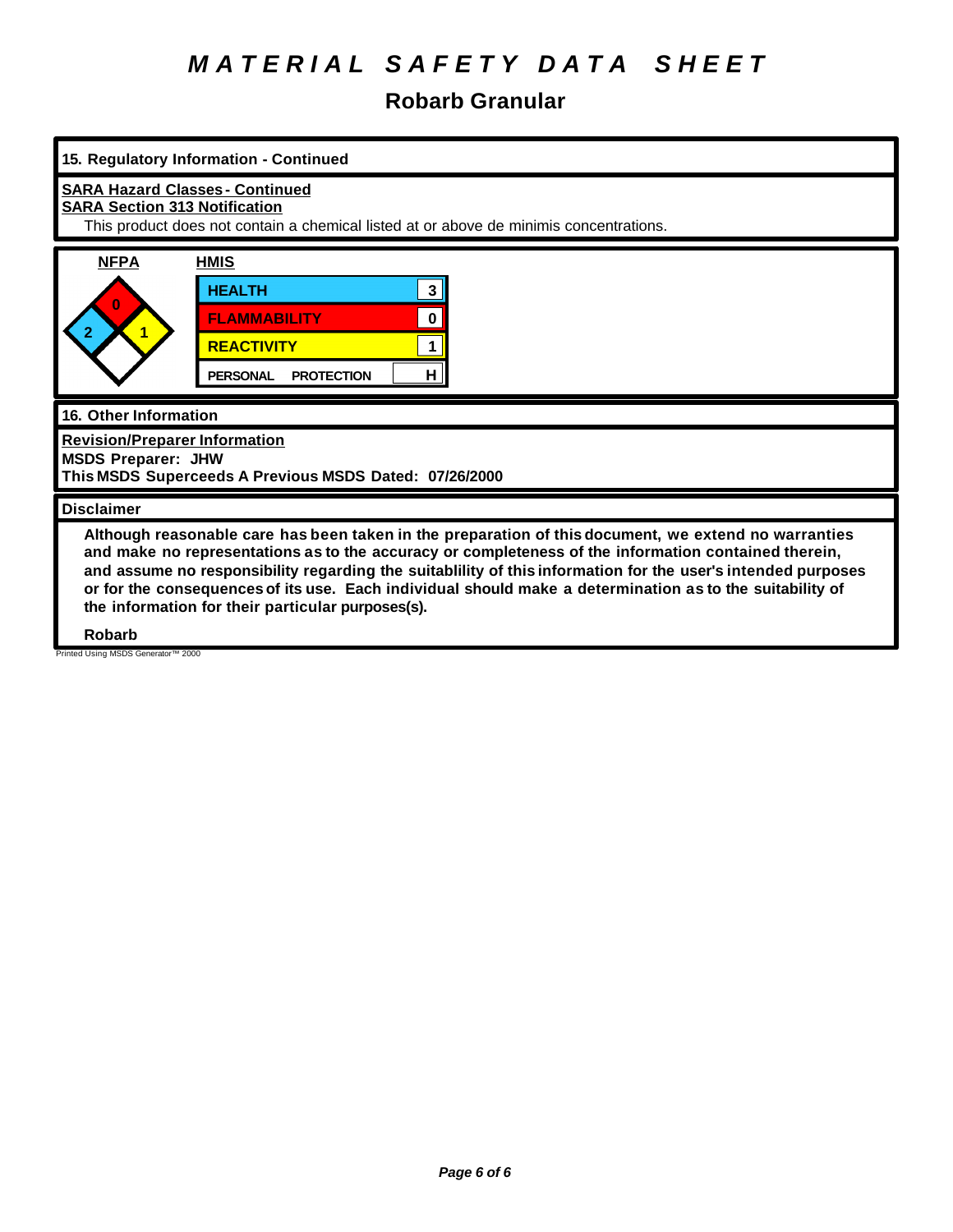# *M A T E R I A L   S A F E T Y   D A T A   S H E E T*

## Robarb Granular

### 15. Regulatory Information - Continued

**SARA Hazard Classes - Continued**

**SARA Section 313 Notification**

This product does not contain a chemical listed at or above de minimis concentrations.

**NFPA**

0

2

1

**HMIS**

| | |
|---|---|
| HEALTH | 3 |
| FLAMMABILITY | 0 |
| REACTIVITY | 1 |
| PERSONAL PROTECTION | H |

### 16. Other Information

**Revision/Preparer Information**

**MSDS Preparer: JHW**

**This MSDS Superceeds A Previous MSDS Dated: 07/26/2000**

### Disclaimer

**Although reasonable care has been taken in the preparation of this document, we extend no warranties and make no representations as to the accuracy or completeness of the information contained therein, and assume no responsibility regarding the suitablility of this information for the user's intended purposes or for the consequences of its use. Each individual should make a determination as to the suitability of the information for their particular purposes(s).**

**Robarb**

Printed Using MSDS Generator™ 2000